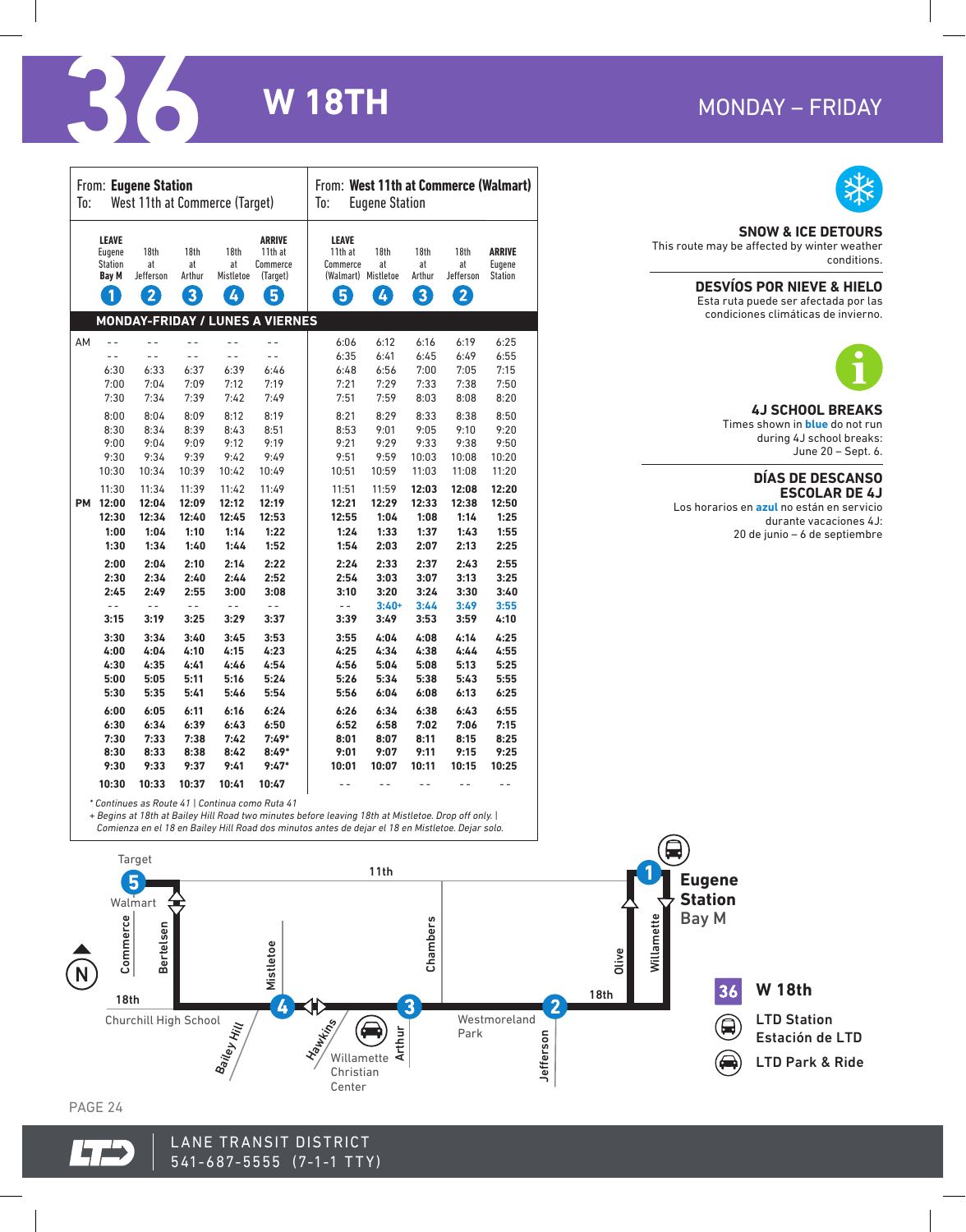# 36 W 18TH

MONDAY – FRIDAY

| From: **Eugene Station** To: West 11th at Commerce (Target) | | | | | From: **West 11th at Commerce (Walmart)** To: Eugene Station | | | | |
|---|---|---|---|---|---|---|---|---|---|
| **LEAVE** Eugene Station Bay M (1) | 18th at Jefferson (2) | 18th at Arthur (3) | 18th at Mistletoe (4) | **ARRIVE** 11th at Commerce (Target) (5) | **LEAVE** 11th at Commerce (Walmart) (5) | 18th at Mistletoe (4) | 18th at Arthur (3) | 18th at Jefferson (2) | **ARRIVE** Eugene Station |
| **MONDAY-FRIDAY / LUNES A VIERNES** | | | | | | | | | |
| AM -- | -- | -- | -- | -- | 6:06 | 6:12 | 6:16 | 6:19 | 6:25 |
| -- | -- | -- | -- | -- | 6:35 | 6:41 | 6:45 | 6:49 | 6:55 |
| 6:30 | 6:33 | 6:37 | 6:39 | 6:46 | 6:48 | 6:56 | 7:00 | 7:05 | 7:15 |
| 7:00 | 7:04 | 7:09 | 7:12 | 7:19 | 7:21 | 7:29 | 7:33 | 7:38 | 7:50 |
| 7:30 | 7:34 | 7:39 | 7:42 | 7:49 | 7:51 | 7:59 | 8:03 | 8:08 | 8:20 |
| 8:00 | 8:04 | 8:09 | 8:12 | 8:19 | 8:21 | 8:29 | 8:33 | 8:38 | 8:50 |
| 8:30 | 8:34 | 8:39 | 8:43 | 8:51 | 8:53 | 9:01 | 9:05 | 9:10 | 9:20 |
| 9:00 | 9:04 | 9:09 | 9:12 | 9:19 | 9:21 | 9:29 | 9:33 | 9:38 | 9:50 |
| 9:30 | 9:34 | 9:39 | 9:42 | 9:49 | 9:51 | 9:59 | 10:03 | 10:08 | 10:20 |
| 10:30 | 10:34 | 10:39 | 10:42 | 10:49 | 10:51 | 10:59 | 11:03 | 11:08 | 11:20 |
| 11:30 | 11:34 | 11:39 | 11:42 | 11:49 | 11:51 | 11:59 | **12:03** | **12:08** | **12:20** |
| PM **12:00** | **12:04** | **12:09** | **12:12** | **12:19** | **12:21** | **12:29** | **12:33** | **12:38** | **12:50** |
| **12:30** | **12:34** | **12:40** | **12:45** | **12:53** | **12:55** | **1:04** | **1:08** | **1:14** | **1:25** |
| **1:00** | **1:04** | **1:10** | **1:14** | **1:22** | **1:24** | **1:33** | **1:37** | **1:43** | **1:55** |
| **1:30** | **1:34** | **1:40** | **1:44** | **1:52** | **1:54** | **2:03** | **2:07** | **2:13** | **2:25** |
| **2:00** | **2:04** | **2:10** | **2:14** | **2:22** | **2:24** | **2:33** | **2:37** | **2:43** | **2:55** |
| **2:30** | **2:34** | **2:40** | **2:44** | **2:52** | **2:54** | **3:03** | **3:07** | **3:13** | **3:25** |
| **2:45** | **2:49** | **2:55** | **3:00** | **3:08** | **3:10** | **3:20** | **3:24** | **3:30** | **3:40** |
| -- | -- | -- | -- | -- | -- | **3:40+** | **3:44** | **3:49** | **3:55** |
| **3:15** | **3:19** | **3:25** | **3:29** | **3:37** | **3:39** | **3:49** | **3:53** | **3:59** | **4:10** |
| **3:30** | **3:34** | **3:40** | **3:45** | **3:53** | **3:55** | **4:04** | **4:08** | **4:14** | **4:25** |
| **4:00** | **4:04** | **4:10** | **4:15** | **4:23** | **4:25** | **4:34** | **4:38** | **4:44** | **4:55** |
| **4:30** | **4:35** | **4:41** | **4:46** | **4:54** | **4:56** | **5:04** | **5:08** | **5:13** | **5:25** |
| **5:00** | **5:05** | **5:11** | **5:16** | **5:24** | **5:26** | **5:34** | **5:38** | **5:43** | **5:55** |
| **5:30** | **5:35** | **5:41** | **5:46** | **5:54** | **5:56** | **6:04** | **6:08** | **6:13** | **6:25** |
| **6:00** | **6:05** | **6:11** | **6:16** | **6:24** | **6:26** | **6:34** | **6:38** | **6:43** | **6:55** |
| **6:30** | **6:34** | **6:39** | **6:43** | **6:50** | **6:52** | **6:58** | **7:02** | **7:06** | **7:15** |
| **7:30** | **7:33** | **7:38** | **7:42** | **7:49*** | **8:01** | **8:07** | **8:11** | **8:15** | **8:25** |
| **8:30** | **8:33** | **8:38** | **8:42** | **8:49*** | **9:01** | **9:07** | **9:11** | **9:15** | **9:25** |
| **9:30** | **9:33** | **9:37** | **9:41** | **9:47*** | **10:01** | **10:07** | **10:11** | **10:15** | **10:25** |
| **10:30** | **10:33** | **10:37** | **10:41** | **10:47** | -- | -- | -- | -- | -- |

*\* Continues as Route 41 | Continua como Ruta 41*

*+ Begins at 18th at Bailey Hill Road two minutes before leaving 18th at Mistletoe. Drop off only. | Comienza en el 18 en Bailey Hill Road dos minutos antes de dejar el 18 en Mistletoe. Dejar solo.*

**SNOW & ICE DETOURS**
This route may be affected by winter weather conditions.

**DESVÍOS POR NIEVE & HIELO**
Esta ruta puede ser afectada por las condiciones climáticas de invierno.

**4J SCHOOL BREAKS**
Times shown in **blue** do not run during 4J school breaks: June 20 – Sept. 6.

**DÍAS DE DESCANSO ESCOLAR DE 4J**
Los horarios en **azul** no están en servicio durante vacaciones 4J: 20 de junio – 6 de septiembre

Target, Walmart, 11th, Commerce, Bertelsen, Mistletoe, Chambers, Olive, Willamette, 18th, Churchill High School, Bailey Hill, Hawkins, Willamette Christian Center, Arthur, Westmoreland Park, Jefferson, **Eugene Station Bay M**

**36 W 18th**
LTD Station / Estación de LTD
LTD Park & Ride

LANE TRANSIT DISTRICT
541-687-5555 (7-1-1 TTY)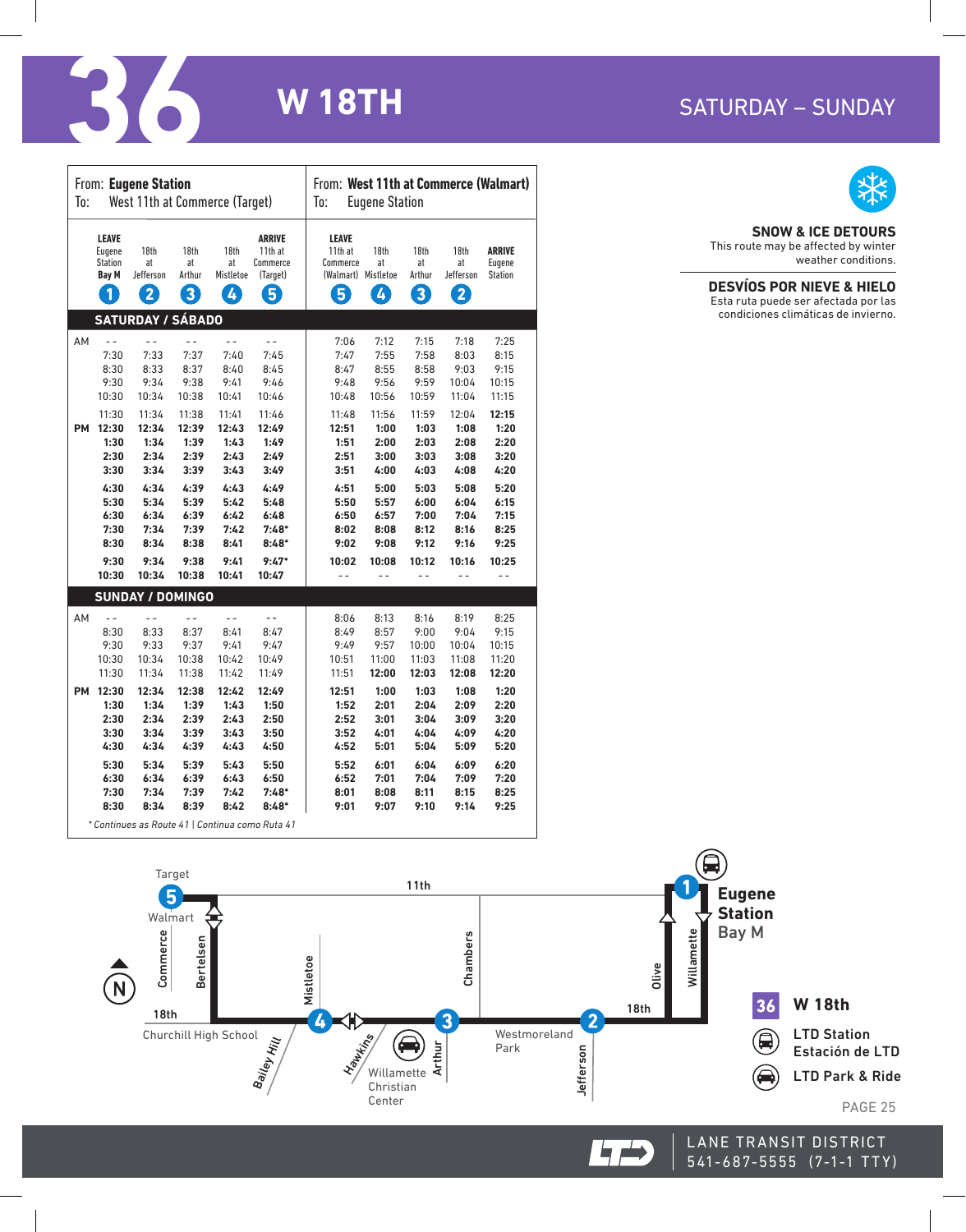# 36 W 18TH

## SATURDAY – SUNDAY

**SNOW & ICE DETOURS**
This route may be affected by winter weather conditions.

**DESVÍOS POR NIEVE & HIELO**
Esta ruta puede ser afectada por las condiciones climáticas de invierno.

| | From: **Eugene Station** To: West 11th at Commerce (Target) | | | | | From: **West 11th at Commerce (Walmart)** To: Eugene Station | | | | |
|---|---|---|---|---|---|---|---|---|---|---|
| | **LEAVE** Eugene Station **Bay M** (1) | 18th at Jefferson (2) | 18th at Arthur (3) | 18th at Mistletoe (4) | **ARRIVE** 11th at Commerce (Target) (5) | **LEAVE** 11th at Commerce (Walmart) (5) | 18th at Mistletoe (4) | 18th at Arthur (3) | 18th at Jefferson (2) | **ARRIVE** Eugene Station |
| **SATURDAY / SÁBADO** | | | | | | | | | | |
| AM | -- | -- | -- | -- | -- | 7:06 | 7:12 | 7:15 | 7:18 | 7:25 |
| | 7:30 | 7:33 | 7:37 | 7:40 | 7:45 | 7:47 | 7:55 | 7:58 | 8:03 | 8:15 |
| | 8:30 | 8:33 | 8:37 | 8:40 | 8:45 | 8:47 | 8:55 | 8:58 | 9:03 | 9:15 |
| | 9:30 | 9:34 | 9:38 | 9:41 | 9:46 | 9:48 | 9:56 | 9:59 | 10:04 | 10:15 |
| | 10:30 | 10:34 | 10:38 | 10:41 | 10:46 | 10:48 | 10:56 | 10:59 | 11:04 | 11:15 |
| | 11:30 | 11:34 | 11:38 | 11:41 | 11:46 | 11:48 | 11:56 | 11:59 | 12:04 | **12:15** |
| PM | **12:30** | **12:34** | **12:39** | **12:43** | **12:49** | **12:51** | **1:00** | **1:03** | **1:08** | **1:20** |
| | **1:30** | **1:34** | **1:39** | **1:43** | **1:49** | **1:51** | **2:00** | **2:03** | **2:08** | **2:20** |
| | **2:30** | **2:34** | **2:39** | **2:43** | **2:49** | **2:51** | **3:00** | **3:03** | **3:08** | **3:20** |
| | **3:30** | **3:34** | **3:39** | **3:43** | **3:49** | **3:51** | **4:00** | **4:03** | **4:08** | **4:20** |
| | **4:30** | **4:34** | **4:39** | **4:43** | **4:49** | **4:51** | **5:00** | **5:03** | **5:08** | **5:20** |
| | **5:30** | **5:34** | **5:39** | **5:42** | **5:48** | **5:50** | **5:57** | **6:00** | **6:04** | **6:15** |
| | **6:30** | **6:34** | **6:39** | **6:42** | **6:48** | **6:50** | **6:57** | **7:00** | **7:04** | **7:15** |
| | **7:30** | **7:34** | **7:39** | **7:42** | **7:48*** | **8:02** | **8:08** | **8:12** | **8:16** | **8:25** |
| | **8:30** | **8:34** | **8:38** | **8:41** | **8:48*** | **9:02** | **9:08** | **9:12** | **9:16** | **9:25** |
| | **9:30** | **9:34** | **9:38** | **9:41** | **9:47*** | **10:02** | **10:08** | **10:12** | **10:16** | **10:25** |
| | **10:30** | **10:34** | **10:38** | **10:41** | **10:47** | -- | -- | -- | -- | -- |
| **SUNDAY / DOMINGO** | | | | | | | | | | |
| AM | -- | -- | -- | -- | -- | 8:06 | 8:13 | 8:16 | 8:19 | 8:25 |
| | 8:30 | 8:33 | 8:37 | 8:41 | 8:47 | 8:49 | 8:57 | 9:00 | 9:04 | 9:15 |
| | 9:30 | 9:33 | 9:37 | 9:41 | 9:47 | 9:49 | 9:57 | 10:00 | 10:04 | 10:15 |
| | 10:30 | 10:34 | 10:38 | 10:42 | 10:49 | 10:51 | 11:00 | 11:03 | 11:08 | 11:20 |
| | 11:30 | 11:34 | 11:38 | 11:42 | 11:49 | 11:51 | **12:00** | **12:03** | **12:08** | **12:20** |
| PM | **12:30** | **12:34** | **12:38** | **12:42** | **12:49** | **12:51** | **1:00** | **1:03** | **1:08** | **1:20** |
| | **1:30** | **1:34** | **1:39** | **1:43** | **1:50** | **1:52** | **2:01** | **2:04** | **2:09** | **2:20** |
| | **2:30** | **2:34** | **2:39** | **2:43** | **2:50** | **2:52** | **3:01** | **3:04** | **3:09** | **3:20** |
| | **3:30** | **3:34** | **3:39** | **3:43** | **3:50** | **3:52** | **4:01** | **4:04** | **4:09** | **4:20** |
| | **4:30** | **4:34** | **4:39** | **4:43** | **4:50** | **4:52** | **5:01** | **5:04** | **5:09** | **5:20** |
| | **5:30** | **5:34** | **5:39** | **5:43** | **5:50** | **5:52** | **6:01** | **6:04** | **6:09** | **6:20** |
| | **6:30** | **6:34** | **6:39** | **6:43** | **6:50** | **6:52** | **7:01** | **7:04** | **7:09** | **7:20** |
| | **7:30** | **7:34** | **7:39** | **7:42** | **7:48*** | **8:01** | **8:08** | **8:11** | **8:15** | **8:25** |
| | **8:30** | **8:34** | **8:39** | **8:42** | **8:48*** | **9:01** | **9:07** | **9:10** | **9:14** | **9:25** |

*\* Continues as Route 41 | Continua como Ruta 41*

Target
Walmart
11th
Commerce
Bertelsen
Mistletoe
Chambers
Olive
Willamette
Eugene Station
Bay M
18th
Churchill High School
Bailey Hill
Hawkins
Willamette Christian Center
Arthur
Westmoreland Park
Jefferson
N

**36 W 18th**
LTD Station
Estación de LTD
LTD Park & Ride

LANE TRANSIT DISTRICT
541-687-5555 (7-1-1 TTY)